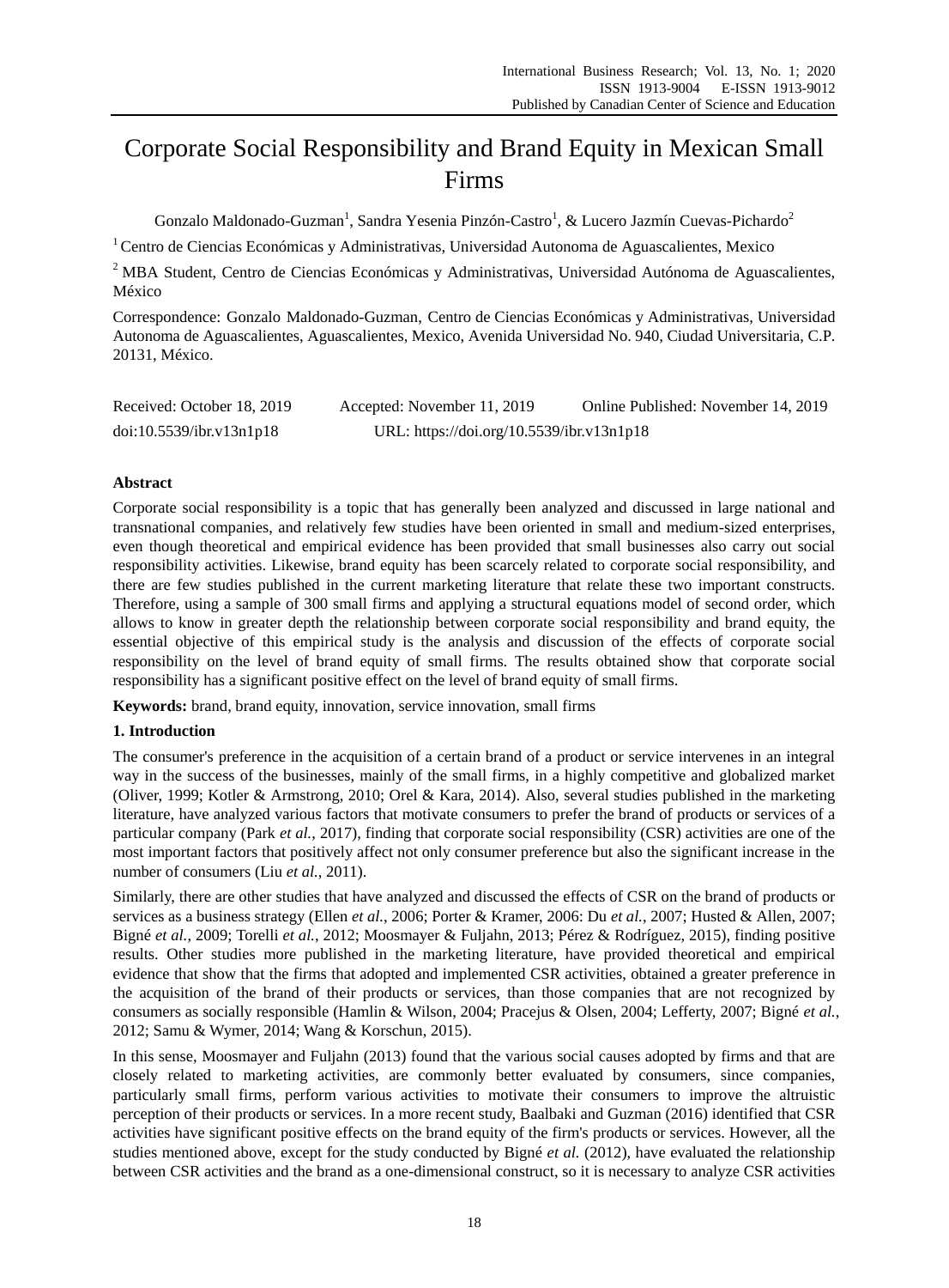# Corporate Social Responsibility and Brand Equity in Mexican Small Firms

Gonzalo Maldonado-Guzman[1], Sandra Yesenia Pinzón-Castro[1], & Lucero Jazmín Cuevas-Pichardo[2]

[1] Centro de Ciencias Económicas y Administrativas, Universidad Autonoma de Aguascalientes, Mexico

[2] MBA Student, Centro de Ciencias Económicas y Administrativas, Universidad Autónoma de Aguascalientes, México

Correspondence: Gonzalo Maldonado-Guzman, Centro de Ciencias Económicas y Administrativas, Universidad Autonoma de Aguascalientes, Aguascalientes, Mexico, Avenida Universidad No. 940, Ciudad Universitaria, C.P. 20131, México.

Received: October 18, 2019 Accepted: November 11, 2019 Online Published: November 14, 2019

doi:10.5539/ibr.v13n1p18 URL: https://doi.org/10.5539/ibr.v13n1p18

## Abstract

Corporate social responsibility is a topic that has generally been analyzed and discussed in large national and transnational companies, and relatively few studies have been oriented in small and medium-sized enterprises, even though theoretical and empirical evidence has been provided that small businesses also carry out social responsibility activities. Likewise, brand equity has been scarcely related to corporate social responsibility, and there are few studies published in the current marketing literature that relate these two important constructs. Therefore, using a sample of 300 small firms and applying a structural equations model of second order, which allows to know in greater depth the relationship between corporate social responsibility and brand equity, the essential objective of this empirical study is the analysis and discussion of the effects of corporate social responsibility on the level of brand equity of small firms. The results obtained show that corporate social responsibility has a significant positive effect on the level of brand equity of small firms.

**Keywords:** brand, brand equity, innovation, service innovation, small firms

## 1. Introduction

The consumer's preference in the acquisition of a certain brand of a product or service intervenes in an integral way in the success of the businesses, mainly of the small firms, in a highly competitive and globalized market (Oliver, 1999; Kotler & Armstrong, 2010; Orel & Kara, 2014). Also, several studies published in the marketing literature, have analyzed various factors that motivate consumers to prefer the brand of products or services of a particular company (Park *et al.*, 2017), finding that corporate social responsibility (CSR) activities are one of the most important factors that positively affect not only consumer preference but also the significant increase in the number of consumers (Liu *et al.*, 2011).

Similarly, there are other studies that have analyzed and discussed the effects of CSR on the brand of products or services as a business strategy (Ellen *et al.*, 2006; Porter & Kramer, 2006: Du *et al.*, 2007; Husted & Allen, 2007; Bigné *et al.*, 2009; Torelli *et al.*, 2012; Moosmayer & Fuljahn, 2013; Pérez & Rodríguez, 2015), finding positive results. Other studies more published in the marketing literature, have provided theoretical and empirical evidence that show that the firms that adopted and implemented CSR activities, obtained a greater preference in the acquisition of the brand of their products or services, than those companies that are not recognized by consumers as socially responsible (Hamlin & Wilson, 2004; Pracejus & Olsen, 2004; Lefferty, 2007; Bigné *et al.*, 2012; Samu & Wymer, 2014; Wang & Korschun, 2015).

In this sense, Moosmayer and Fuljahn (2013) found that the various social causes adopted by firms and that are closely related to marketing activities, are commonly better evaluated by consumers, since companies, particularly small firms, perform various activities to motivate their consumers to improve the altruistic perception of their products or services. In a more recent study, Baalbaki and Guzman (2016) identified that CSR activities have significant positive effects on the brand equity of the firm's products or services. However, all the studies mentioned above, except for the study conducted by Bigné *et al.* (2012), have evaluated the relationship between CSR activities and the brand as a one-dimensional construct, so it is necessary to analyze CSR activities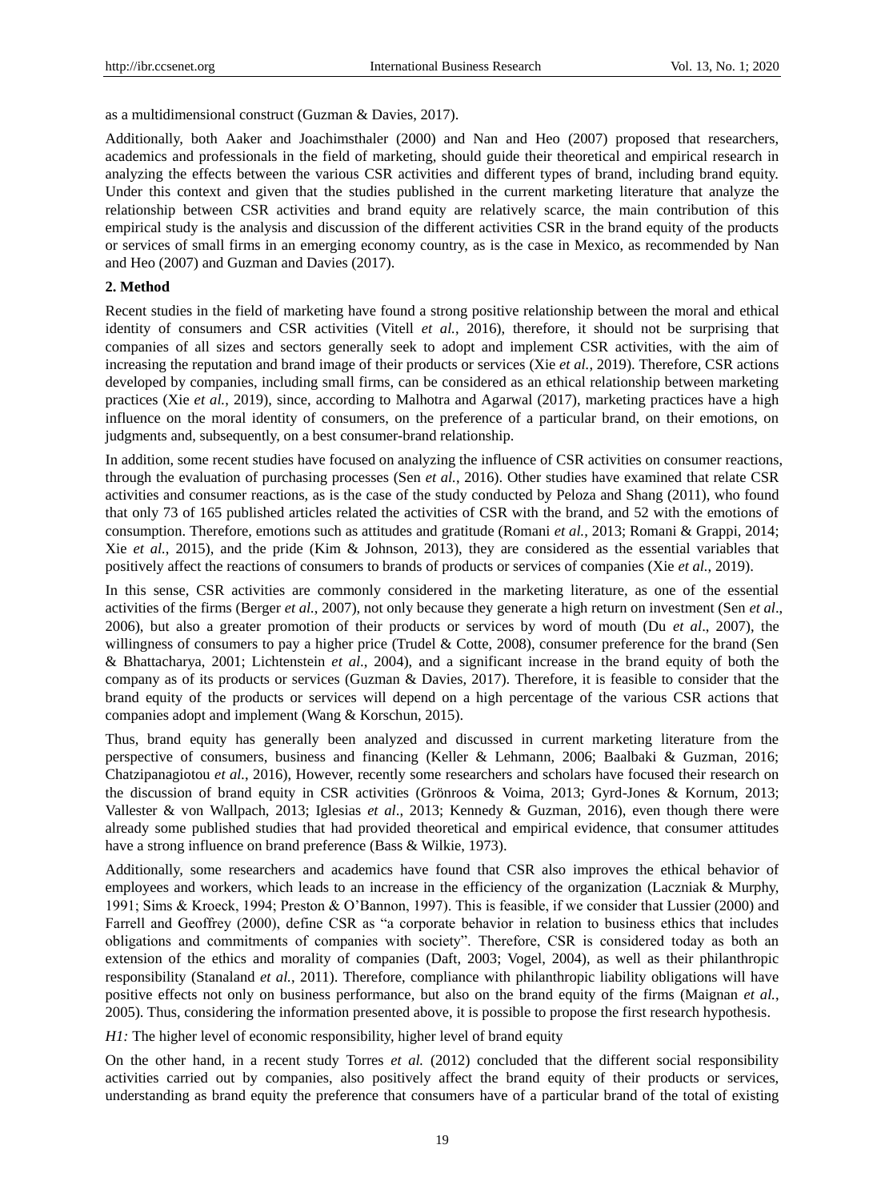as a multidimensional construct (Guzman & Davies, 2017).

Additionally, both Aaker and Joachimsthaler (2000) and Nan and Heo (2007) proposed that researchers, academics and professionals in the field of marketing, should guide their theoretical and empirical research in analyzing the effects between the various CSR activities and different types of brand, including brand equity. Under this context and given that the studies published in the current marketing literature that analyze the relationship between CSR activities and brand equity are relatively scarce, the main contribution of this empirical study is the analysis and discussion of the different activities CSR in the brand equity of the products or services of small firms in an emerging economy country, as is the case in Mexico, as recommended by Nan and Heo (2007) and Guzman and Davies (2017).

## 2. Method

Recent studies in the field of marketing have found a strong positive relationship between the moral and ethical identity of consumers and CSR activities (Vitell *et al.*, 2016), therefore, it should not be surprising that companies of all sizes and sectors generally seek to adopt and implement CSR activities, with the aim of increasing the reputation and brand image of their products or services (Xie *et al.*, 2019). Therefore, CSR actions developed by companies, including small firms, can be considered as an ethical relationship between marketing practices (Xie *et al.*, 2019), since, according to Malhotra and Agarwal (2017), marketing practices have a high influence on the moral identity of consumers, on the preference of a particular brand, on their emotions, on judgments and, subsequently, on a best consumer-brand relationship.

In addition, some recent studies have focused on analyzing the influence of CSR activities on consumer reactions, through the evaluation of purchasing processes (Sen *et al.*, 2016). Other studies have examined that relate CSR activities and consumer reactions, as is the case of the study conducted by Peloza and Shang (2011), who found that only 73 of 165 published articles related the activities of CSR with the brand, and 52 with the emotions of consumption. Therefore, emotions such as attitudes and gratitude (Romani *et al.*, 2013; Romani & Grappi, 2014; Xie *et al.*, 2015), and the pride (Kim & Johnson, 2013), they are considered as the essential variables that positively affect the reactions of consumers to brands of products or services of companies (Xie *et al.*, 2019).

In this sense, CSR activities are commonly considered in the marketing literature, as one of the essential activities of the firms (Berger *et al.*, 2007), not only because they generate a high return on investment (Sen *et al*., 2006), but also a greater promotion of their products or services by word of mouth (Du *et al*., 2007), the willingness of consumers to pay a higher price (Trudel & Cotte, 2008), consumer preference for the brand (Sen & Bhattacharya, 2001; Lichtenstein *et al*., 2004), and a significant increase in the brand equity of both the company as of its products or services (Guzman & Davies, 2017). Therefore, it is feasible to consider that the brand equity of the products or services will depend on a high percentage of the various CSR actions that companies adopt and implement (Wang & Korschun, 2015).

Thus, brand equity has generally been analyzed and discussed in current marketing literature from the perspective of consumers, business and financing (Keller & Lehmann, 2006; Baalbaki & Guzman, 2016; Chatzipanagiotou *et al.*, 2016), However, recently some researchers and scholars have focused their research on the discussion of brand equity in CSR activities (Grönroos & Voima, 2013; Gyrd-Jones & Kornum, 2013; Vallester & von Wallpach, 2013; Iglesias *et al*., 2013; Kennedy & Guzman, 2016), even though there were already some published studies that had provided theoretical and empirical evidence, that consumer attitudes have a strong influence on brand preference (Bass & Wilkie, 1973).

Additionally, some researchers and academics have found that CSR also improves the ethical behavior of employees and workers, which leads to an increase in the efficiency of the organization (Laczniak & Murphy, 1991; Sims & Kroeck, 1994; Preston & O'Bannon, 1997). This is feasible, if we consider that Lussier (2000) and Farrell and Geoffrey (2000), define CSR as "a corporate behavior in relation to business ethics that includes obligations and commitments of companies with society". Therefore, CSR is considered today as both an extension of the ethics and morality of companies (Daft, 2003; Vogel, 2004), as well as their philanthropic responsibility (Stanaland *et al.*, 2011). Therefore, compliance with philanthropic liability obligations will have positive effects not only on business performance, but also on the brand equity of the firms (Maignan *et al.*, 2005). Thus, considering the information presented above, it is possible to propose the first research hypothesis.

*H1:* The higher level of economic responsibility, higher level of brand equity

On the other hand, in a recent study Torres *et al.* (2012) concluded that the different social responsibility activities carried out by companies, also positively affect the brand equity of their products or services, understanding as brand equity the preference that consumers have of a particular brand of the total of existing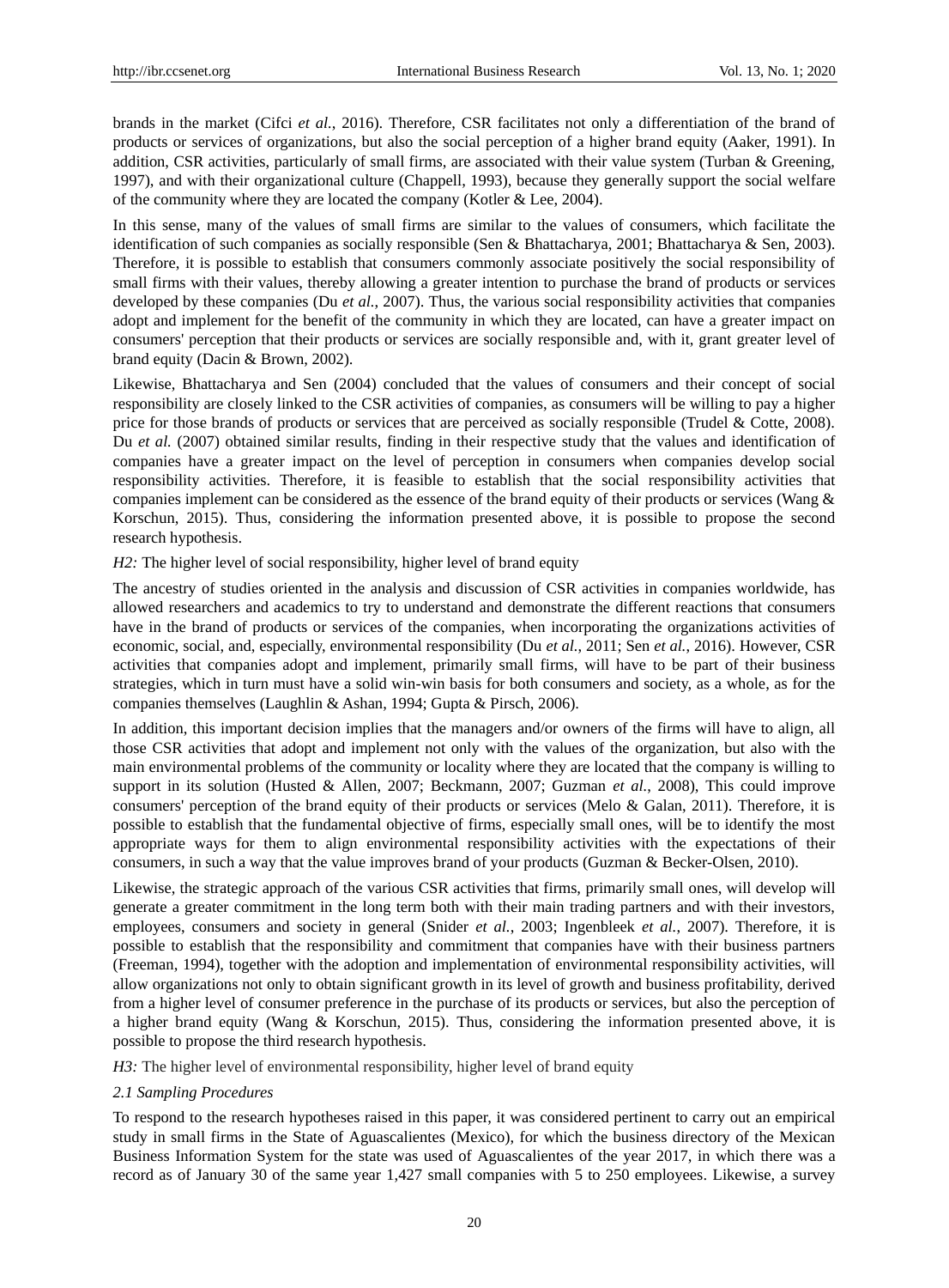brands in the market (Cifci *et al.*, 2016). Therefore, CSR facilitates not only a differentiation of the brand of products or services of organizations, but also the social perception of a higher brand equity (Aaker, 1991). In addition, CSR activities, particularly of small firms, are associated with their value system (Turban & Greening, 1997), and with their organizational culture (Chappell, 1993), because they generally support the social welfare of the community where they are located the company (Kotler & Lee, 2004).

In this sense, many of the values of small firms are similar to the values of consumers, which facilitate the identification of such companies as socially responsible (Sen & Bhattacharya, 2001; Bhattacharya & Sen, 2003). Therefore, it is possible to establish that consumers commonly associate positively the social responsibility of small firms with their values, thereby allowing a greater intention to purchase the brand of products or services developed by these companies (Du *et al.*, 2007). Thus, the various social responsibility activities that companies adopt and implement for the benefit of the community in which they are located, can have a greater impact on consumers' perception that their products or services are socially responsible and, with it, grant greater level of brand equity (Dacin & Brown, 2002).

Likewise, Bhattacharya and Sen (2004) concluded that the values of consumers and their concept of social responsibility are closely linked to the CSR activities of companies, as consumers will be willing to pay a higher price for those brands of products or services that are perceived as socially responsible (Trudel & Cotte, 2008). Du *et al.* (2007) obtained similar results, finding in their respective study that the values and identification of companies have a greater impact on the level of perception in consumers when companies develop social responsibility activities. Therefore, it is feasible to establish that the social responsibility activities that companies implement can be considered as the essence of the brand equity of their products or services (Wang & Korschun, 2015). Thus, considering the information presented above, it is possible to propose the second research hypothesis.

*H2:* The higher level of social responsibility, higher level of brand equity

The ancestry of studies oriented in the analysis and discussion of CSR activities in companies worldwide, has allowed researchers and academics to try to understand and demonstrate the different reactions that consumers have in the brand of products or services of the companies, when incorporating the organizations activities of economic, social, and, especially, environmental responsibility (Du *et al.*, 2011; Sen *et al.*, 2016). However, CSR activities that companies adopt and implement, primarily small firms, will have to be part of their business strategies, which in turn must have a solid win-win basis for both consumers and society, as a whole, as for the companies themselves (Laughlin & Ashan, 1994; Gupta & Pirsch, 2006).

In addition, this important decision implies that the managers and/or owners of the firms will have to align, all those CSR activities that adopt and implement not only with the values of the organization, but also with the main environmental problems of the community or locality where they are located that the company is willing to support in its solution (Husted & Allen, 2007; Beckmann, 2007; Guzman *et al.*, 2008), This could improve consumers' perception of the brand equity of their products or services (Melo & Galan, 2011). Therefore, it is possible to establish that the fundamental objective of firms, especially small ones, will be to identify the most appropriate ways for them to align environmental responsibility activities with the expectations of their consumers, in such a way that the value improves brand of your products (Guzman & Becker-Olsen, 2010).

Likewise, the strategic approach of the various CSR activities that firms, primarily small ones, will develop will generate a greater commitment in the long term both with their main trading partners and with their investors, employees, consumers and society in general (Snider *et al.*, 2003; Ingenbleek *et al.*, 2007). Therefore, it is possible to establish that the responsibility and commitment that companies have with their business partners (Freeman, 1994), together with the adoption and implementation of environmental responsibility activities, will allow organizations not only to obtain significant growth in its level of growth and business profitability, derived from a higher level of consumer preference in the purchase of its products or services, but also the perception of a higher brand equity (Wang & Korschun, 2015). Thus, considering the information presented above, it is possible to propose the third research hypothesis.

*H3:* The higher level of environmental responsibility, higher level of brand equity

### *2.1 Sampling Procedures*

To respond to the research hypotheses raised in this paper, it was considered pertinent to carry out an empirical study in small firms in the State of Aguascalientes (Mexico), for which the business directory of the Mexican Business Information System for the state was used of Aguascalientes of the year 2017, in which there was a record as of January 30 of the same year 1,427 small companies with 5 to 250 employees. Likewise, a survey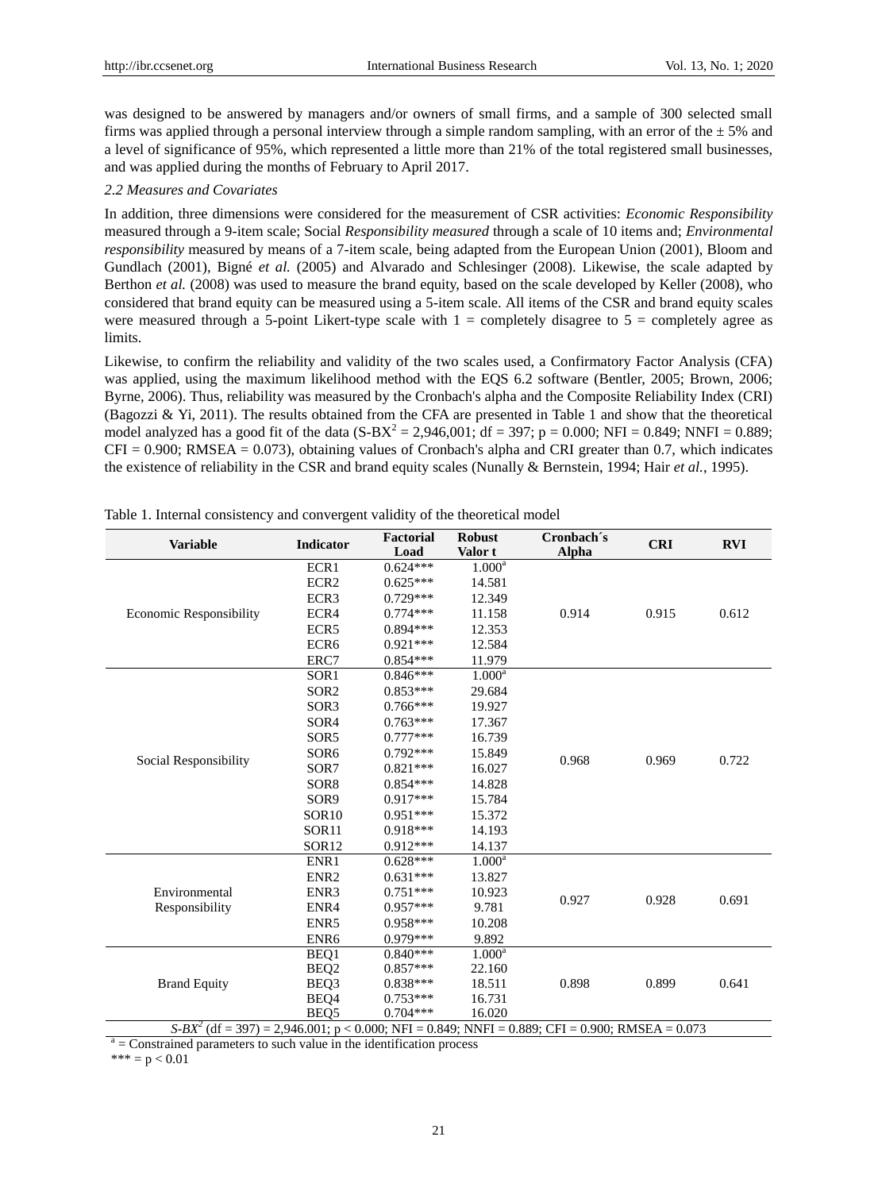was designed to be answered by managers and/or owners of small firms, and a sample of 300 selected small firms was applied through a personal interview through a simple random sampling, with an error of the ± 5% and a level of significance of 95%, which represented a little more than 21% of the total registered small businesses, and was applied during the months of February to April 2017.

### *2.2 Measures and Covariates*

In addition, three dimensions were considered for the measurement of CSR activities: *Economic Responsibility* measured through a 9-item scale; Social *Responsibility measured* through a scale of 10 items and; *Environmental responsibility* measured by means of a 7-item scale, being adapted from the European Union (2001), Bloom and Gundlach (2001), Bigné *et al.* (2005) and Alvarado and Schlesinger (2008). Likewise, the scale adapted by Berthon *et al.* (2008) was used to measure the brand equity, based on the scale developed by Keller (2008), who considered that brand equity can be measured using a 5-item scale. All items of the CSR and brand equity scales were measured through a 5-point Likert-type scale with 1 = completely disagree to 5 = completely agree as limits.

Likewise, to confirm the reliability and validity of the two scales used, a Confirmatory Factor Analysis (CFA) was applied, using the maximum likelihood method with the EQS 6.2 software (Bentler, 2005; Brown, 2006; Byrne, 2006). Thus, reliability was measured by the Cronbach's alpha and the Composite Reliability Index (CRI) (Bagozzi & Yi, 2011). The results obtained from the CFA are presented in Table 1 and show that the theoretical model analyzed has a good fit of the data (S-B$X^2$ = 2,946,001; df = 397; p = 0.000; NFI = 0.849; NNFI = 0.889; CFI = 0.900; RMSEA = 0.073), obtaining values of Cronbach's alpha and CRI greater than 0.7, which indicates the existence of reliability in the CSR and brand equity scales (Nunally & Bernstein, 1994; Hair *et al.*, 1995).

Table 1. Internal consistency and convergent validity of the theoretical model

| Variable | Indicator | Factorial Load | Robust Valor t | Cronbach´s Alpha | CRI | RVI |
|---|---|---|---|---|---|---|
| Economic Responsibility | ECR1 | 0.624*** | 1.000[a] | 0.914 | 0.915 | 0.612 |
| | ECR2 | 0.625*** | 14.581 | | | |
| | ECR3 | 0.729*** | 12.349 | | | |
| | ECR4 | 0.774*** | 11.158 | | | |
| | ECR5 | 0.894*** | 12.353 | | | |
| | ECR6 | 0.921*** | 12.584 | | | |
| | ERC7 | 0.854*** | 11.979 | | | |
| Social Responsibility | SOR1 | 0.846*** | 1.000[a] | 0.968 | 0.969 | 0.722 |
| | SOR2 | 0.853*** | 29.684 | | | |
| | SOR3 | 0.766*** | 19.927 | | | |
| | SOR4 | 0.763*** | 17.367 | | | |
| | SOR5 | 0.777*** | 16.739 | | | |
| | SOR6 | 0.792*** | 15.849 | | | |
| | SOR7 | 0.821*** | 16.027 | | | |
| | SOR8 | 0.854*** | 14.828 | | | |
| | SOR9 | 0.917*** | 15.784 | | | |
| | SOR10 | 0.951*** | 15.372 | | | |
| | SOR11 | 0.918*** | 14.193 | | | |
| | SOR12 | 0.912*** | 14.137 | | | |
| Environmental Responsibility | ENR1 | 0.628*** | 1.000[a] | 0.927 | 0.928 | 0.691 |
| | ENR2 | 0.631*** | 13.827 | | | |
| | ENR3 | 0.751*** | 10.923 | | | |
| | ENR4 | 0.957*** | 9.781 | | | |
| | ENR5 | 0.958*** | 10.208 | | | |
| | ENR6 | 0.979*** | 9.892 | | | |
| Brand Equity | BEQ1 | 0.840*** | 1.000[a] | 0.898 | 0.899 | 0.641 |
| | BEQ2 | 0.857*** | 22.160 | | | |
| | BEQ3 | 0.838*** | 18.511 | | | |
| | BEQ4 | 0.753*** | 16.731 | | | |
| | BEQ5 | 0.704*** | 16.020 | | | |
| *S-B$X^2$* (df = 397) = 2,946.001; p < 0.000; NFI = 0.849; NNFI = 0.889; CFI = 0.900; RMSEA = 0.073 | | | | | | |

[a] = Constrained parameters to such value in the identification process

*** = p < 0.01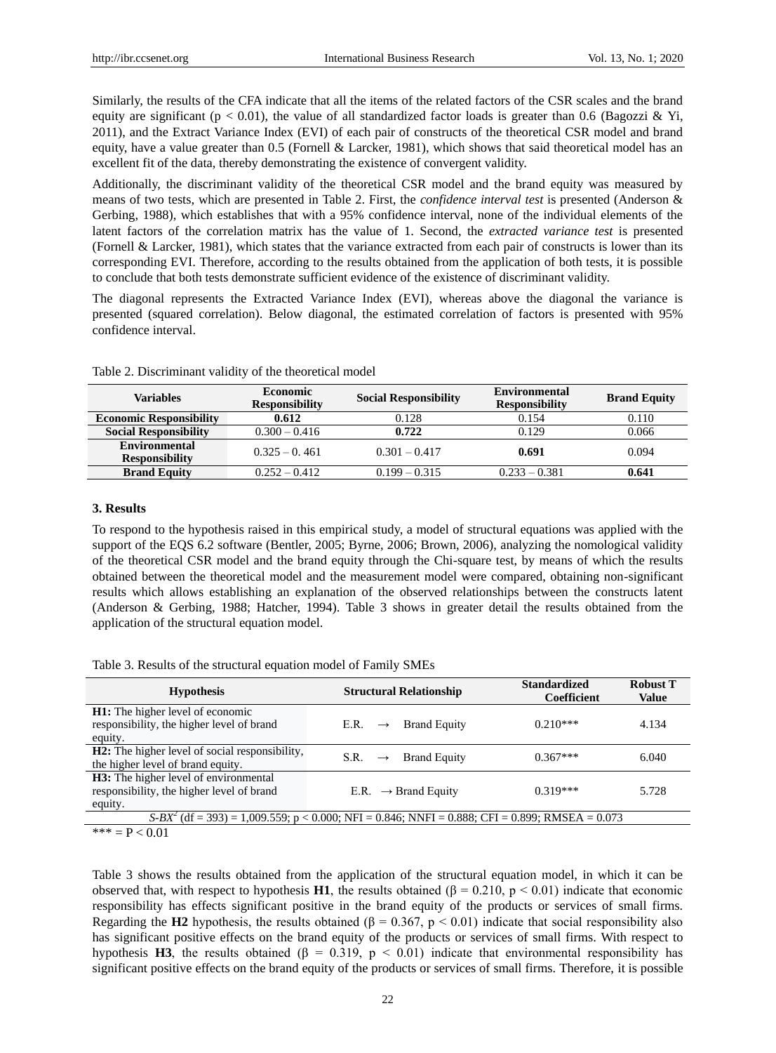Similarly, the results of the CFA indicate that all the items of the related factors of the CSR scales and the brand equity are significant ($p < 0.01$), the value of all standardized factor loads is greater than 0.6 (Bagozzi & Yi, 2011), and the Extract Variance Index (EVI) of each pair of constructs of the theoretical CSR model and brand equity, have a value greater than 0.5 (Fornell & Larcker, 1981), which shows that said theoretical model has an excellent fit of the data, thereby demonstrating the existence of convergent validity.

Additionally, the discriminant validity of the theoretical CSR model and the brand equity was measured by means of two tests, which are presented in Table 2. First, the *confidence interval test* is presented (Anderson & Gerbing, 1988), which establishes that with a 95% confidence interval, none of the individual elements of the latent factors of the correlation matrix has the value of 1. Second, the *extracted variance test* is presented (Fornell & Larcker, 1981), which states that the variance extracted from each pair of constructs is lower than its corresponding EVI. Therefore, according to the results obtained from the application of both tests, it is possible to conclude that both tests demonstrate sufficient evidence of the existence of discriminant validity.

The diagonal represents the Extracted Variance Index (EVI), whereas above the diagonal the variance is presented (squared correlation). Below diagonal, the estimated correlation of factors is presented with 95% confidence interval.

Table 2. Discriminant validity of the theoretical model

| Variables | Economic Responsibility | Social Responsibility | Environmental Responsibility | Brand Equity |
|---|---|---|---|---|
| **Economic Responsibility** | **0.612** | 0.128 | 0.154 | 0.110 |
| **Social Responsibility** | 0.300 – 0.416 | **0.722** | 0.129 | 0.066 |
| **Environmental Responsibility** | 0.325 – 0. 461 | 0.301 – 0.417 | **0.691** | 0.094 |
| **Brand Equity** | 0.252 – 0.412 | 0.199 – 0.315 | 0.233 – 0.381 | **0.641** |

## 3. Results

To respond to the hypothesis raised in this empirical study, a model of structural equations was applied with the support of the EQS 6.2 software (Bentler, 2005; Byrne, 2006; Brown, 2006), analyzing the nomological validity of the theoretical CSR model and the brand equity through the Chi-square test, by means of which the results obtained between the theoretical model and the measurement model were compared, obtaining non-significant results which allows establishing an explanation of the observed relationships between the constructs latent (Anderson & Gerbing, 1988; Hatcher, 1994). Table 3 shows in greater detail the results obtained from the application of the structural equation model.

Table 3. Results of the structural equation model of Family SMEs

| Hypothesis | Structural Relationship | Standardized Coefficient | Robust T Value |
|---|---|---|---|
| **H1:** The higher level of economic responsibility, the higher level of brand equity. | E.R. → Brand Equity | 0.210*** | 4.134 |
| **H2:** The higher level of social responsibility, the higher level of brand equity. | S.R. → Brand Equity | 0.367*** | 6.040 |
| **H3:** The higher level of environmental responsibility, the higher level of brand equity. | E.R. → Brand Equity | 0.319*** | 5.728 |
| *S-BX*$^2$ (df = 393) = 1,009.559; p < 0.000; NFI = 0.846; NNFI = 0.888; CFI = 0.899; RMSEA = 0.073 | | | |

*** = P < 0.01

Table 3 shows the results obtained from the application of the structural equation model, in which it can be observed that, with respect to hypothesis **H1**, the results obtained ($\beta = 0.210$, $p < 0.01$) indicate that economic responsibility has effects significant positive in the brand equity of the products or services of small firms. Regarding the **H2** hypothesis, the results obtained ($\beta = 0.367$, $p < 0.01$) indicate that social responsibility also has significant positive effects on the brand equity of the products or services of small firms. With respect to hypothesis **H3**, the results obtained ($\beta = 0.319$, $p < 0.01$) indicate that environmental responsibility has significant positive effects on the brand equity of the products or services of small firms. Therefore, it is possible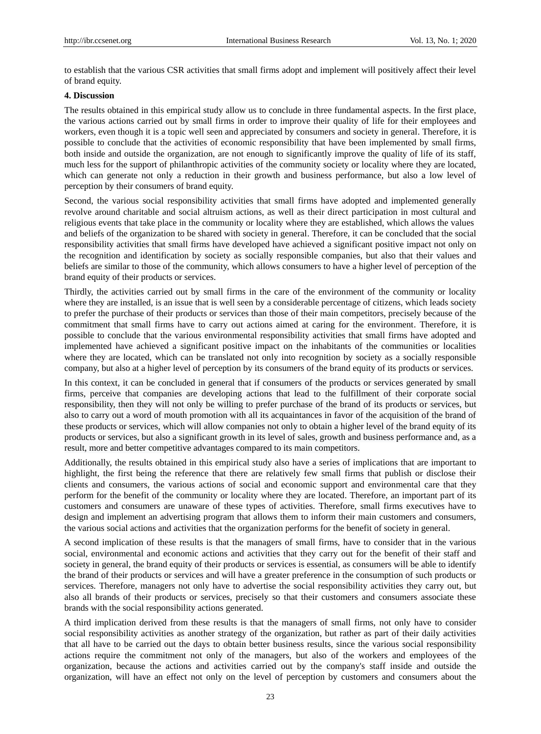to establish that the various CSR activities that small firms adopt and implement will positively affect their level of brand equity.

**4. Discussion**

The results obtained in this empirical study allow us to conclude in three fundamental aspects. In the first place, the various actions carried out by small firms in order to improve their quality of life for their employees and workers, even though it is a topic well seen and appreciated by consumers and society in general. Therefore, it is possible to conclude that the activities of economic responsibility that have been implemented by small firms, both inside and outside the organization, are not enough to significantly improve the quality of life of its staff, much less for the support of philanthropic activities of the community society or locality where they are located, which can generate not only a reduction in their growth and business performance, but also a low level of perception by their consumers of brand equity.

Second, the various social responsibility activities that small firms have adopted and implemented generally revolve around charitable and social altruism actions, as well as their direct participation in most cultural and religious events that take place in the community or locality where they are established, which allows the values and beliefs of the organization to be shared with society in general. Therefore, it can be concluded that the social responsibility activities that small firms have developed have achieved a significant positive impact not only on the recognition and identification by society as socially responsible companies, but also that their values and beliefs are similar to those of the community, which allows consumers to have a higher level of perception of the brand equity of their products or services.

Thirdly, the activities carried out by small firms in the care of the environment of the community or locality where they are installed, is an issue that is well seen by a considerable percentage of citizens, which leads society to prefer the purchase of their products or services than those of their main competitors, precisely because of the commitment that small firms have to carry out actions aimed at caring for the environment. Therefore, it is possible to conclude that the various environmental responsibility activities that small firms have adopted and implemented have achieved a significant positive impact on the inhabitants of the communities or localities where they are located, which can be translated not only into recognition by society as a socially responsible company, but also at a higher level of perception by its consumers of the brand equity of its products or services.

In this context, it can be concluded in general that if consumers of the products or services generated by small firms, perceive that companies are developing actions that lead to the fulfillment of their corporate social responsibility, then they will not only be willing to prefer purchase of the brand of its products or services, but also to carry out a word of mouth promotion with all its acquaintances in favor of the acquisition of the brand of these products or services, which will allow companies not only to obtain a higher level of the brand equity of its products or services, but also a significant growth in its level of sales, growth and business performance and, as a result, more and better competitive advantages compared to its main competitors.

Additionally, the results obtained in this empirical study also have a series of implications that are important to highlight, the first being the reference that there are relatively few small firms that publish or disclose their clients and consumers, the various actions of social and economic support and environmental care that they perform for the benefit of the community or locality where they are located. Therefore, an important part of its customers and consumers are unaware of these types of activities. Therefore, small firms executives have to design and implement an advertising program that allows them to inform their main customers and consumers, the various social actions and activities that the organization performs for the benefit of society in general.

A second implication of these results is that the managers of small firms, have to consider that in the various social, environmental and economic actions and activities that they carry out for the benefit of their staff and society in general, the brand equity of their products or services is essential, as consumers will be able to identify the brand of their products or services and will have a greater preference in the consumption of such products or services. Therefore, managers not only have to advertise the social responsibility activities they carry out, but also all brands of their products or services, precisely so that their customers and consumers associate these brands with the social responsibility actions generated.

A third implication derived from these results is that the managers of small firms, not only have to consider social responsibility activities as another strategy of the organization, but rather as part of their daily activities that all have to be carried out the days to obtain better business results, since the various social responsibility actions require the commitment not only of the managers, but also of the workers and employees of the organization, because the actions and activities carried out by the company's staff inside and outside the organization, will have an effect not only on the level of perception by customers and consumers about the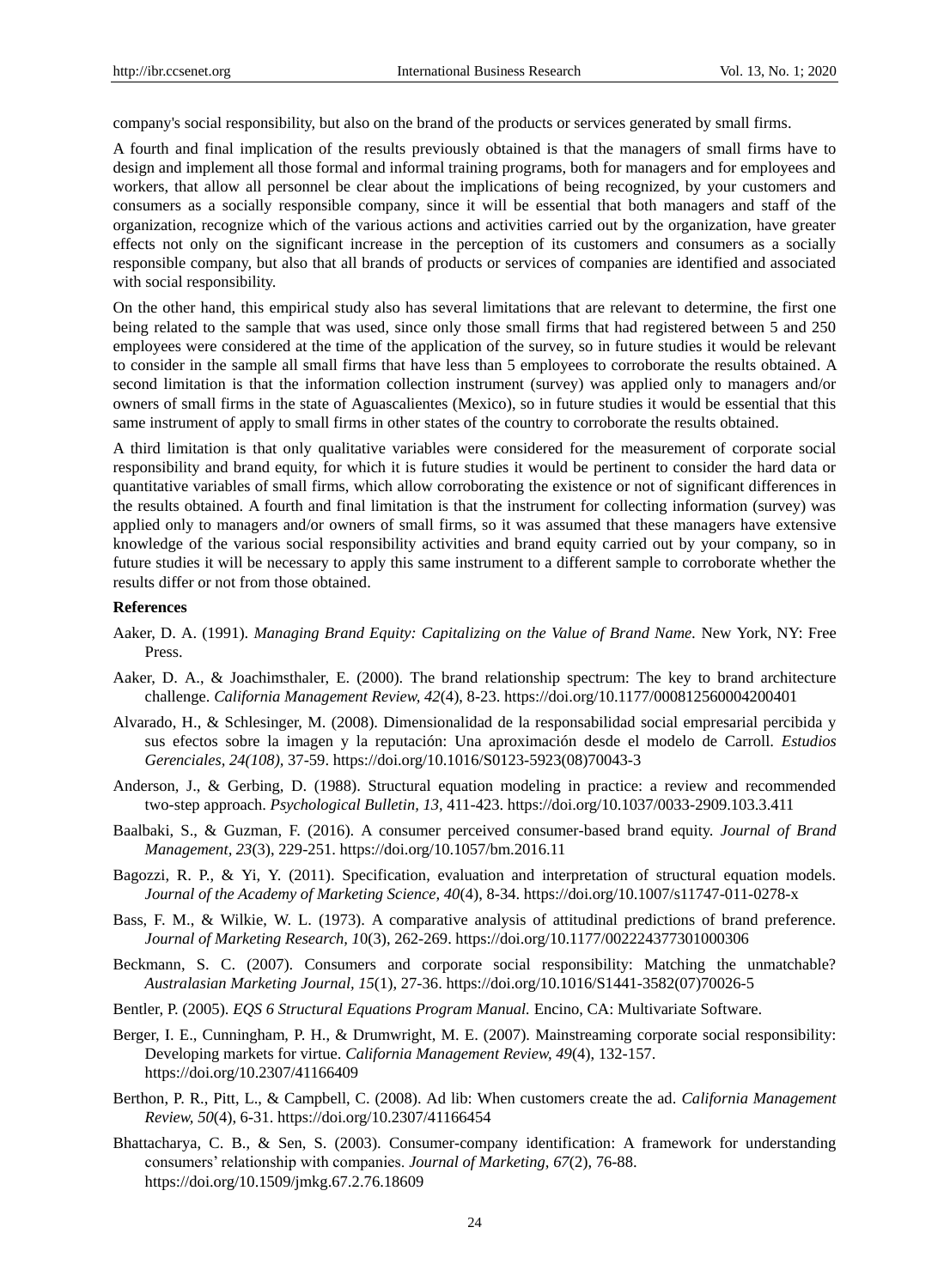company's social responsibility, but also on the brand of the products or services generated by small firms.

A fourth and final implication of the results previously obtained is that the managers of small firms have to design and implement all those formal and informal training programs, both for managers and for employees and workers, that allow all personnel be clear about the implications of being recognized, by your customers and consumers as a socially responsible company, since it will be essential that both managers and staff of the organization, recognize which of the various actions and activities carried out by the organization, have greater effects not only on the significant increase in the perception of its customers and consumers as a socially responsible company, but also that all brands of products or services of companies are identified and associated with social responsibility.

On the other hand, this empirical study also has several limitations that are relevant to determine, the first one being related to the sample that was used, since only those small firms that had registered between 5 and 250 employees were considered at the time of the application of the survey, so in future studies it would be relevant to consider in the sample all small firms that have less than 5 employees to corroborate the results obtained. A second limitation is that the information collection instrument (survey) was applied only to managers and/or owners of small firms in the state of Aguascalientes (Mexico), so in future studies it would be essential that this same instrument of apply to small firms in other states of the country to corroborate the results obtained.

A third limitation is that only qualitative variables were considered for the measurement of corporate social responsibility and brand equity, for which it is future studies it would be pertinent to consider the hard data or quantitative variables of small firms, which allow corroborating the existence or not of significant differences in the results obtained. A fourth and final limitation is that the instrument for collecting information (survey) was applied only to managers and/or owners of small firms, so it was assumed that these managers have extensive knowledge of the various social responsibility activities and brand equity carried out by your company, so in future studies it will be necessary to apply this same instrument to a different sample to corroborate whether the results differ or not from those obtained.

**References**

Aaker, D. A. (1991). *Managing Brand Equity: Capitalizing on the Value of Brand Name*. New York, NY: Free Press.

Aaker, D. A., & Joachimsthaler, E. (2000). The brand relationship spectrum: The key to brand architecture challenge. *California Management Review, 42*(4), 8-23. https://doi.org/10.1177/000812560004200401

Alvarado, H., & Schlesinger, M. (2008). Dimensionalidad de la responsabilidad social empresarial percibida y sus efectos sobre la imagen y la reputación: Una aproximación desde el modelo de Carroll. *Estudios Gerenciales, 24(108)*, 37-59. https://doi.org/10.1016/S0123-5923(08)70043-3

Anderson, J., & Gerbing, D. (1988). Structural equation modeling in practice: a review and recommended two-step approach. *Psychological Bulletin, 13*, 411-423. https://doi.org/10.1037/0033-2909.103.3.411

Baalbaki, S., & Guzman, F. (2016). A consumer perceived consumer-based brand equity. *Journal of Brand Management, 23*(3), 229-251. https://doi.org/10.1057/bm.2016.11

Bagozzi, R. P., & Yi, Y. (2011). Specification, evaluation and interpretation of structural equation models. *Journal of the Academy of Marketing Science, 40*(4), 8-34. https://doi.org/10.1007/s11747-011-0278-x

Bass, F. M., & Wilkie, W. L. (1973). A comparative analysis of attitudinal predictions of brand preference. *Journal of Marketing Research, 10*(3), 262-269. https://doi.org/10.1177/002224377301000306

Beckmann, S. C. (2007). Consumers and corporate social responsibility: Matching the unmatchable? *Australasian Marketing Journal, 15*(1), 27-36. https://doi.org/10.1016/S1441-3582(07)70026-5

Bentler, P. (2005). *EQS 6 Structural Equations Program Manual.* Encino, CA: Multivariate Software.

Berger, I. E., Cunningham, P. H., & Drumwright, M. E. (2007). Mainstreaming corporate social responsibility: Developing markets for virtue. *California Management Review, 49*(4), 132-157. https://doi.org/10.2307/41166409

Berthon, P. R., Pitt, L., & Campbell, C. (2008). Ad lib: When customers create the ad. *California Management Review, 50*(4), 6-31. https://doi.org/10.2307/41166454

Bhattacharya, C. B., & Sen, S. (2003). Consumer-company identification: A framework for understanding consumers' relationship with companies. *Journal of Marketing, 67*(2), 76-88. https://doi.org/10.1509/jmkg.67.2.76.18609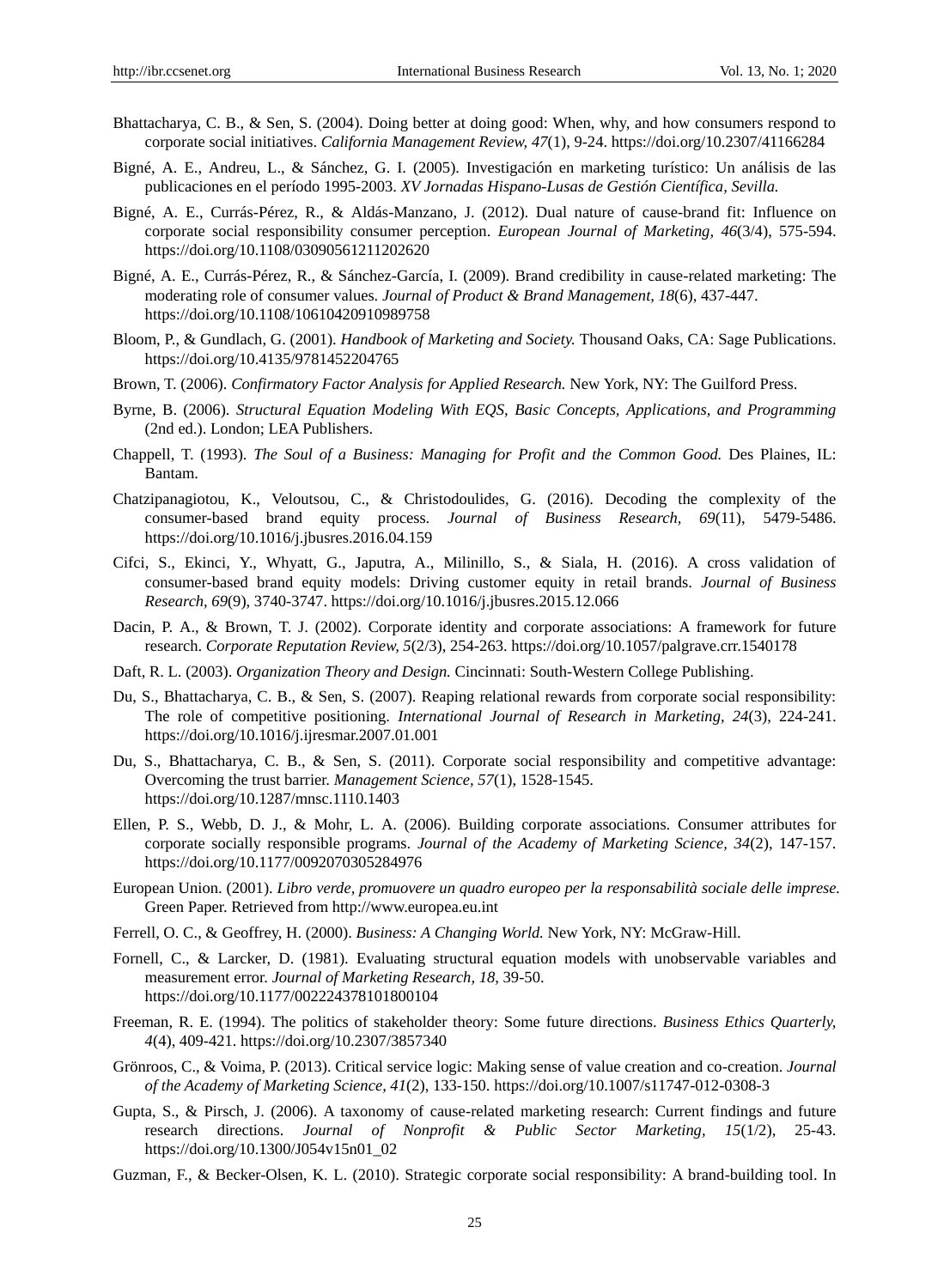Bhattacharya, C. B., & Sen, S. (2004). Doing better at doing good: When, why, and how consumers respond to corporate social initiatives. *California Management Review, 47*(1), 9-24. https://doi.org/10.2307/41166284

Bigné, A. E., Andreu, L., & Sánchez, G. I. (2005). Investigación en marketing turístico: Un análisis de las publicaciones en el período 1995-2003. *XV Jornadas Hispano-Lusas de Gestión Científica, Sevilla.*

Bigné, A. E., Currás-Pérez, R., & Aldás-Manzano, J. (2012). Dual nature of cause-brand fit: Influence on corporate social responsibility consumer perception. *European Journal of Marketing, 46*(3/4), 575-594. https://doi.org/10.1108/03090561211202620

Bigné, A. E., Currás-Pérez, R., & Sánchez-García, I. (2009). Brand credibility in cause-related marketing: The moderating role of consumer values. *Journal of Product & Brand Management, 18*(6), 437-447. https://doi.org/10.1108/10610420910989758

Bloom, P., & Gundlach, G. (2001). *Handbook of Marketing and Society.* Thousand Oaks, CA: Sage Publications. https://doi.org/10.4135/9781452204765

Brown, T. (2006). *Confirmatory Factor Analysis for Applied Research.* New York, NY: The Guilford Press.

Byrne, B. (2006). *Structural Equation Modeling With EQS, Basic Concepts, Applications, and Programming* (2nd ed.). London; LEA Publishers.

Chappell, T. (1993). *The Soul of a Business: Managing for Profit and the Common Good.* Des Plaines, IL: Bantam.

Chatzipanagiotou, K., Veloutsou, C., & Christodoulides, G. (2016). Decoding the complexity of the consumer-based brand equity process. *Journal of Business Research, 69*(11), 5479-5486. https://doi.org/10.1016/j.jbusres.2016.04.159

Cifci, S., Ekinci, Y., Whyatt, G., Japutra, A., Milinillo, S., & Siala, H. (2016). A cross validation of consumer-based brand equity models: Driving customer equity in retail brands. *Journal of Business Research, 69*(9), 3740-3747. https://doi.org/10.1016/j.jbusres.2015.12.066

Dacin, P. A., & Brown, T. J. (2002). Corporate identity and corporate associations: A framework for future research. *Corporate Reputation Review, 5*(2/3), 254-263. https://doi.org/10.1057/palgrave.crr.1540178

Daft, R. L. (2003). *Organization Theory and Design.* Cincinnati: South-Western College Publishing.

Du, S., Bhattacharya, C. B., & Sen, S. (2007). Reaping relational rewards from corporate social responsibility: The role of competitive positioning. *International Journal of Research in Marketing, 24*(3), 224-241. https://doi.org/10.1016/j.ijresmar.2007.01.001

Du, S., Bhattacharya, C. B., & Sen, S. (2011). Corporate social responsibility and competitive advantage: Overcoming the trust barrier. *Management Science, 57*(1), 1528-1545. https://doi.org/10.1287/mnsc.1110.1403

Ellen, P. S., Webb, D. J., & Mohr, L. A. (2006). Building corporate associations. Consumer attributes for corporate socially responsible programs. *Journal of the Academy of Marketing Science, 34*(2), 147-157. https://doi.org/10.1177/0092070305284976

European Union. (2001). *Libro verde, promuovere un quadro europeo per la responsabilità sociale delle imprese.* Green Paper. Retrieved from http://www.europea.eu.int

Ferrell, O. C., & Geoffrey, H. (2000). *Business: A Changing World.* New York, NY: McGraw-Hill.

Fornell, C., & Larcker, D. (1981). Evaluating structural equation models with unobservable variables and measurement error. *Journal of Marketing Research, 18*, 39-50. https://doi.org/10.1177/002224378101800104

Freeman, R. E. (1994). The politics of stakeholder theory: Some future directions. *Business Ethics Quarterly, 4*(4), 409-421. https://doi.org/10.2307/3857340

Grönroos, C., & Voima, P. (2013). Critical service logic: Making sense of value creation and co-creation. *Journal of the Academy of Marketing Science, 41*(2), 133-150. https://doi.org/10.1007/s11747-012-0308-3

Gupta, S., & Pirsch, J. (2006). A taxonomy of cause-related marketing research: Current findings and future research directions. *Journal of Nonprofit & Public Sector Marketing, 15*(1/2), 25-43. https://doi.org/10.1300/J054v15n01_02

Guzman, F., & Becker-Olsen, K. L. (2010). Strategic corporate social responsibility: A brand-building tool. In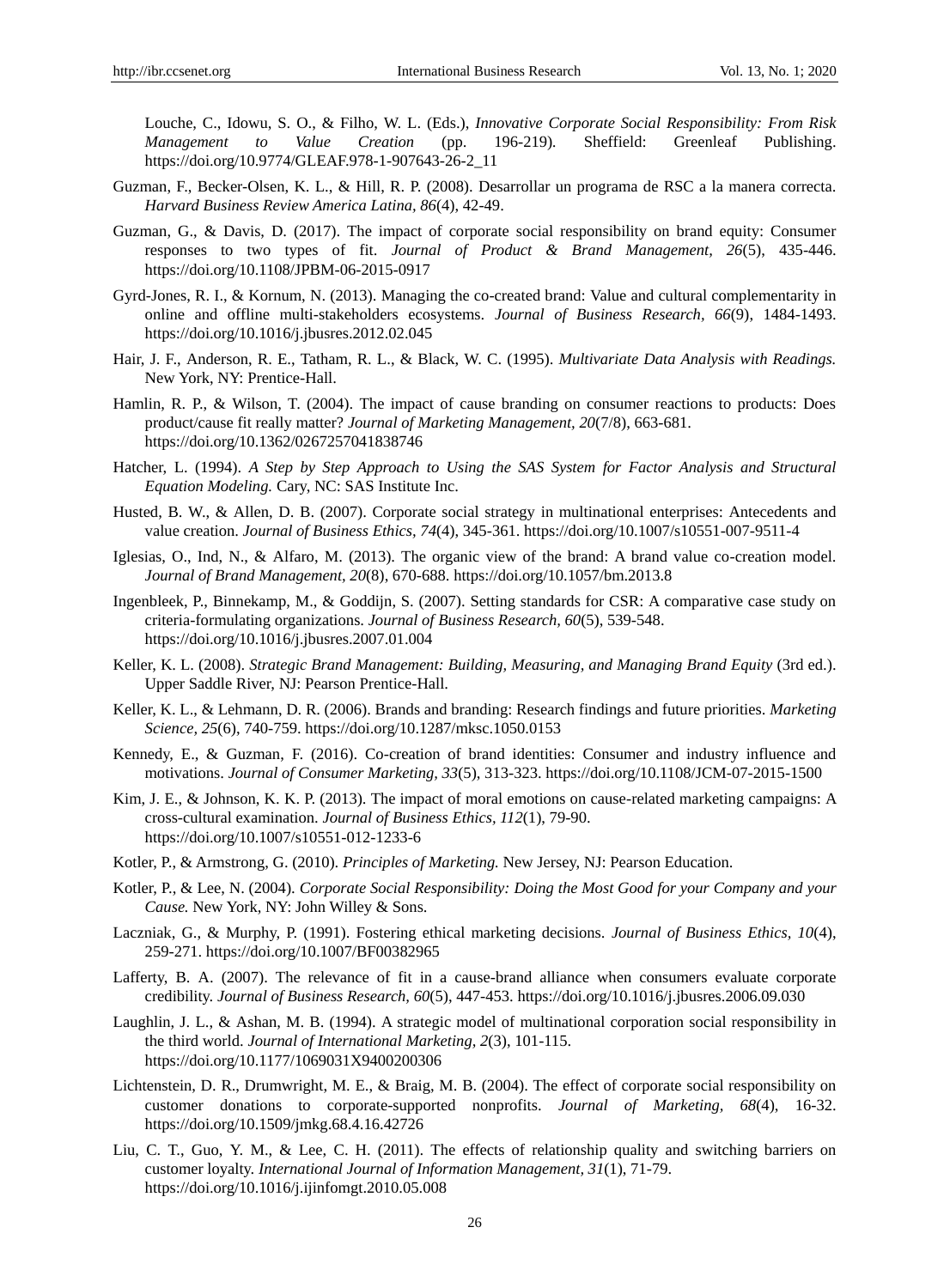Louche, C., Idowu, S. O., & Filho, W. L. (Eds.), *Innovative Corporate Social Responsibility: From Risk Management to Value Creation* (pp. 196-219). Sheffield: Greenleaf Publishing. https://doi.org/10.9774/GLEAF.978-1-907643-26-2_11

Guzman, F., Becker-Olsen, K. L., & Hill, R. P. (2008). Desarrollar un programa de RSC a la manera correcta. *Harvard Business Review America Latina, 86*(4), 42-49.

Guzman, G., & Davis, D. (2017). The impact of corporate social responsibility on brand equity: Consumer responses to two types of fit. *Journal of Product & Brand Management, 26*(5), 435-446. https://doi.org/10.1108/JPBM-06-2015-0917

Gyrd-Jones, R. I., & Kornum, N. (2013). Managing the co-created brand: Value and cultural complementarity in online and offline multi-stakeholders ecosystems. *Journal of Business Research, 66*(9), 1484-1493. https://doi.org/10.1016/j.jbusres.2012.02.045

Hair, J. F., Anderson, R. E., Tatham, R. L., & Black, W. C. (1995). *Multivariate Data Analysis with Readings.* New York, NY: Prentice-Hall.

Hamlin, R. P., & Wilson, T. (2004). The impact of cause branding on consumer reactions to products: Does product/cause fit really matter? *Journal of Marketing Management, 20*(7/8), 663-681. https://doi.org/10.1362/0267257041838746

Hatcher, L. (1994). *A Step by Step Approach to Using the SAS System for Factor Analysis and Structural Equation Modeling.* Cary, NC: SAS Institute Inc.

Husted, B. W., & Allen, D. B. (2007). Corporate social strategy in multinational enterprises: Antecedents and value creation. *Journal of Business Ethics, 74*(4), 345-361. https://doi.org/10.1007/s10551-007-9511-4

Iglesias, O., Ind, N., & Alfaro, M. (2013). The organic view of the brand: A brand value co-creation model. *Journal of Brand Management, 20*(8), 670-688. https://doi.org/10.1057/bm.2013.8

Ingenbleek, P., Binnekamp, M., & Goddijn, S. (2007). Setting standards for CSR: A comparative case study on criteria-formulating organizations. *Journal of Business Research, 60*(5), 539-548. https://doi.org/10.1016/j.jbusres.2007.01.004

Keller, K. L. (2008). *Strategic Brand Management: Building, Measuring, and Managing Brand Equity* (3rd ed.). Upper Saddle River, NJ: Pearson Prentice-Hall.

Keller, K. L., & Lehmann, D. R. (2006). Brands and branding: Research findings and future priorities. *Marketing Science, 25*(6), 740-759. https://doi.org/10.1287/mksc.1050.0153

Kennedy, E., & Guzman, F. (2016). Co-creation of brand identities: Consumer and industry influence and motivations. *Journal of Consumer Marketing, 33*(5), 313-323. https://doi.org/10.1108/JCM-07-2015-1500

Kim, J. E., & Johnson, K. K. P. (2013). The impact of moral emotions on cause-related marketing campaigns: A cross-cultural examination. *Journal of Business Ethics, 112*(1), 79-90. https://doi.org/10.1007/s10551-012-1233-6

Kotler, P., & Armstrong, G. (2010). *Principles of Marketing.* New Jersey, NJ: Pearson Education.

Kotler, P., & Lee, N. (2004). *Corporate Social Responsibility: Doing the Most Good for your Company and your Cause.* New York, NY: John Willey & Sons.

Laczniak, G., & Murphy, P. (1991). Fostering ethical marketing decisions. *Journal of Business Ethics, 10*(4), 259-271. https://doi.org/10.1007/BF00382965

Lafferty, B. A. (2007). The relevance of fit in a cause-brand alliance when consumers evaluate corporate credibility. *Journal of Business Research, 60*(5), 447-453. https://doi.org/10.1016/j.jbusres.2006.09.030

Laughlin, J. L., & Ashan, M. B. (1994). A strategic model of multinational corporation social responsibility in the third world. *Journal of International Marketing, 2*(3), 101-115. https://doi.org/10.1177/1069031X9400200306

Lichtenstein, D. R., Drumwright, M. E., & Braig, M. B. (2004). The effect of corporate social responsibility on customer donations to corporate-supported nonprofits. *Journal of Marketing, 68*(4), 16-32. https://doi.org/10.1509/jmkg.68.4.16.42726

Liu, C. T., Guo, Y. M., & Lee, C. H. (2011). The effects of relationship quality and switching barriers on customer loyalty. *International Journal of Information Management, 31*(1), 71-79. https://doi.org/10.1016/j.ijinfomgt.2010.05.008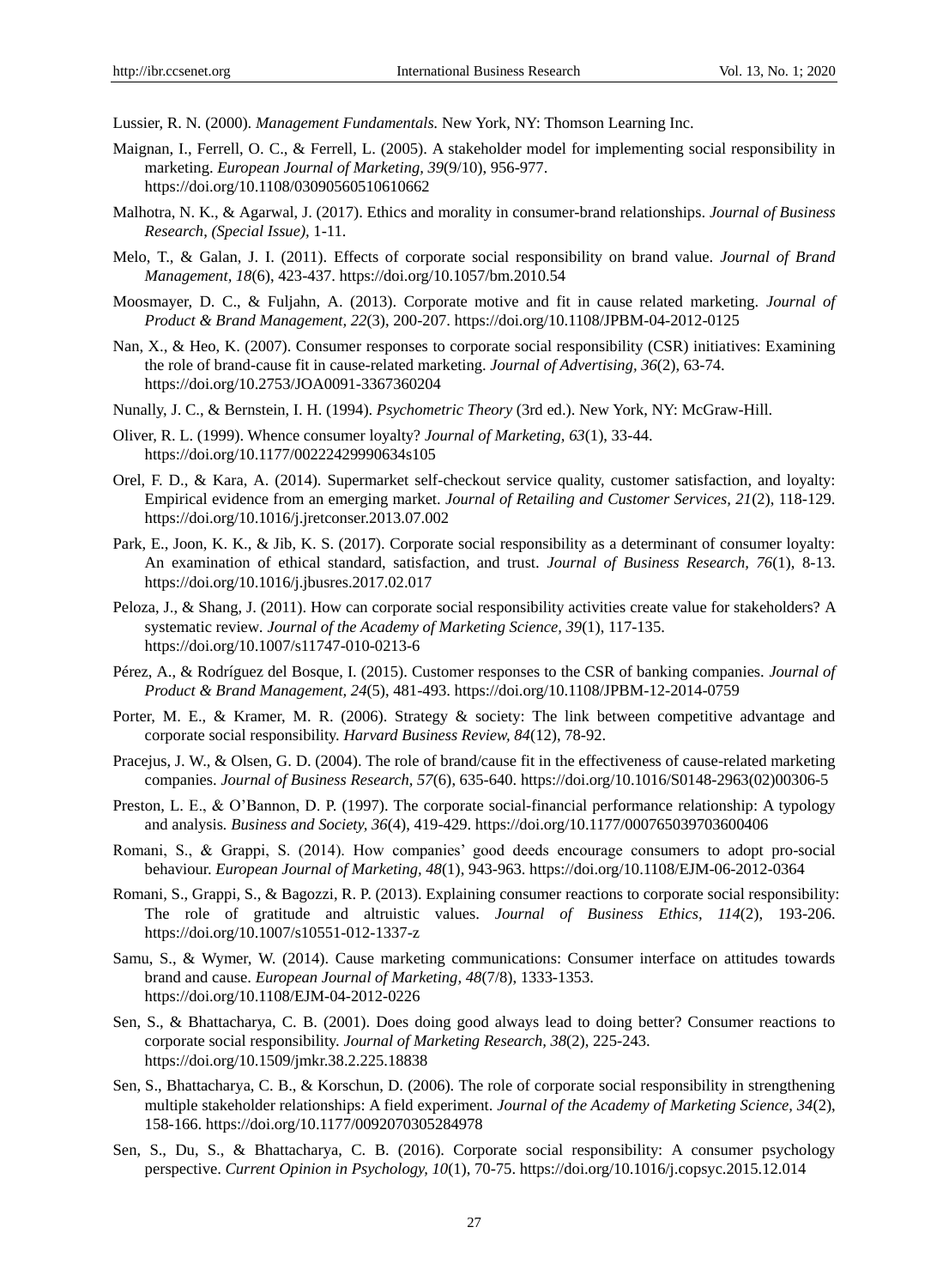Lussier, R. N. (2000). *Management Fundamentals.* New York, NY: Thomson Learning Inc.

Maignan, I., Ferrell, O. C., & Ferrell, L. (2005). A stakeholder model for implementing social responsibility in marketing. *European Journal of Marketing, 39*(9/10), 956-977. https://doi.org/10.1108/03090560510610662

Malhotra, N. K., & Agarwal, J. (2017). Ethics and morality in consumer-brand relationships. *Journal of Business Research, (Special Issue)*, 1-11.

Melo, T., & Galan, J. I. (2011). Effects of corporate social responsibility on brand value. *Journal of Brand Management, 18*(6), 423-437. https://doi.org/10.1057/bm.2010.54

Moosmayer, D. C., & Fuljahn, A. (2013). Corporate motive and fit in cause related marketing. *Journal of Product & Brand Management, 22*(3), 200-207. https://doi.org/10.1108/JPBM-04-2012-0125

Nan, X., & Heo, K. (2007). Consumer responses to corporate social responsibility (CSR) initiatives: Examining the role of brand-cause fit in cause-related marketing. *Journal of Advertising, 36*(2), 63-74. https://doi.org/10.2753/JOA0091-3367360204

Nunally, J. C., & Bernstein, I. H. (1994). *Psychometric Theory* (3rd ed.). New York, NY: McGraw-Hill.

Oliver, R. L. (1999). Whence consumer loyalty? *Journal of Marketing, 63*(1), 33-44. https://doi.org/10.1177/00222429990634s105

Orel, F. D., & Kara, A. (2014). Supermarket self-checkout service quality, customer satisfaction, and loyalty: Empirical evidence from an emerging market. *Journal of Retailing and Customer Services, 21*(2), 118-129. https://doi.org/10.1016/j.jretconser.2013.07.002

Park, E., Joon, K. K., & Jib, K. S. (2017). Corporate social responsibility as a determinant of consumer loyalty: An examination of ethical standard, satisfaction, and trust. *Journal of Business Research, 76*(1), 8-13. https://doi.org/10.1016/j.jbusres.2017.02.017

Peloza, J., & Shang, J. (2011). How can corporate social responsibility activities create value for stakeholders? A systematic review. *Journal of the Academy of Marketing Science, 39*(1), 117-135. https://doi.org/10.1007/s11747-010-0213-6

Pérez, A., & Rodríguez del Bosque, I. (2015). Customer responses to the CSR of banking companies. *Journal of Product & Brand Management, 24*(5), 481-493. https://doi.org/10.1108/JPBM-12-2014-0759

Porter, M. E., & Kramer, M. R. (2006). Strategy & society: The link between competitive advantage and corporate social responsibility. *Harvard Business Review, 84*(12), 78-92.

Pracejus, J. W., & Olsen, G. D. (2004). The role of brand/cause fit in the effectiveness of cause-related marketing companies. *Journal of Business Research, 57*(6), 635-640. https://doi.org/10.1016/S0148-2963(02)00306-5

Preston, L. E., & O'Bannon, D. P. (1997). The corporate social-financial performance relationship: A typology and analysis. *Business and Society, 36*(4), 419-429. https://doi.org/10.1177/000765039703600406

Romani, S., & Grappi, S. (2014). How companies' good deeds encourage consumers to adopt pro-social behaviour. *European Journal of Marketing, 48*(1), 943-963. https://doi.org/10.1108/EJM-06-2012-0364

Romani, S., Grappi, S., & Bagozzi, R. P. (2013). Explaining consumer reactions to corporate social responsibility: The role of gratitude and altruistic values. *Journal of Business Ethics, 114*(2), 193-206. https://doi.org/10.1007/s10551-012-1337-z

Samu, S., & Wymer, W. (2014). Cause marketing communications: Consumer interface on attitudes towards brand and cause. *European Journal of Marketing, 48*(7/8), 1333-1353. https://doi.org/10.1108/EJM-04-2012-0226

Sen, S., & Bhattacharya, C. B. (2001). Does doing good always lead to doing better? Consumer reactions to corporate social responsibility. *Journal of Marketing Research, 38*(2), 225-243. https://doi.org/10.1509/jmkr.38.2.225.18838

Sen, S., Bhattacharya, C. B., & Korschun, D. (2006). The role of corporate social responsibility in strengthening multiple stakeholder relationships: A field experiment. *Journal of the Academy of Marketing Science, 34*(2), 158-166. https://doi.org/10.1177/0092070305284978

Sen, S., Du, S., & Bhattacharya, C. B. (2016). Corporate social responsibility: A consumer psychology perspective. *Current Opinion in Psychology, 10*(1), 70-75. https://doi.org/10.1016/j.copsyc.2015.12.014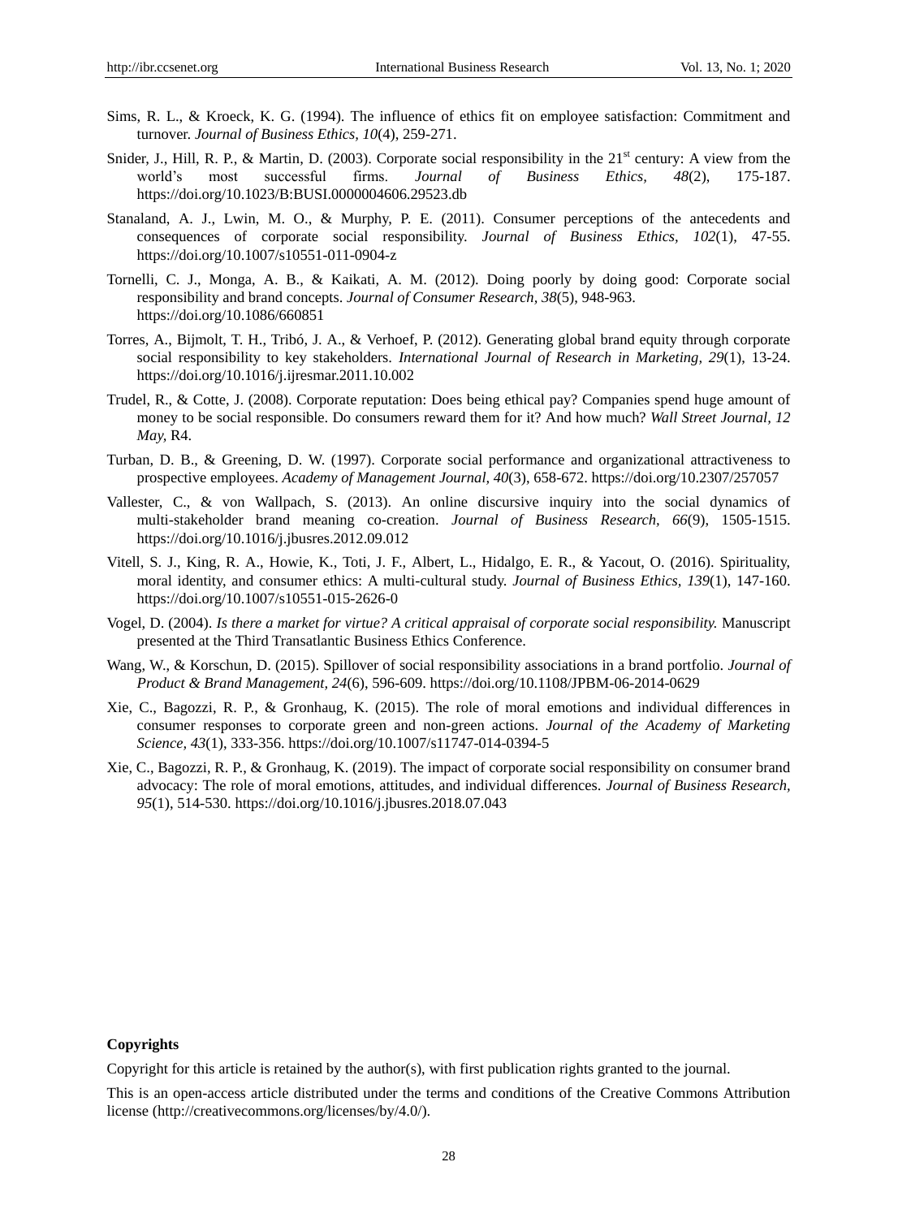Sims, R. L., & Kroeck, K. G. (1994). The influence of ethics fit on employee satisfaction: Commitment and turnover. *Journal of Business Ethics*, *10*(4), 259-271.

Snider, J., Hill, R. P., & Martin, D. (2003). Corporate social responsibility in the 21st century: A view from the world's most successful firms. *Journal of Business Ethics*, *48*(2), 175-187. https://doi.org/10.1023/B:BUSI.0000004606.29523.db

Stanaland, A. J., Lwin, M. O., & Murphy, P. E. (2011). Consumer perceptions of the antecedents and consequences of corporate social responsibility. *Journal of Business Ethics*, *102*(1), 47-55. https://doi.org/10.1007/s10551-011-0904-z

Tornelli, C. J., Monga, A. B., & Kaikati, A. M. (2012). Doing poorly by doing good: Corporate social responsibility and brand concepts. *Journal of Consumer Research*, *38*(5), 948-963. https://doi.org/10.1086/660851

Torres, A., Bijmolt, T. H., Tribó, J. A., & Verhoef, P. (2012). Generating global brand equity through corporate social responsibility to key stakeholders. *International Journal of Research in Marketing*, *29*(1), 13-24. https://doi.org/10.1016/j.ijresmar.2011.10.002

Trudel, R., & Cotte, J. (2008). Corporate reputation: Does being ethical pay? Companies spend huge amount of money to be social responsible. Do consumers reward them for it? And how much? *Wall Street Journal, 12 May,* R4.

Turban, D. B., & Greening, D. W. (1997). Corporate social performance and organizational attractiveness to prospective employees. *Academy of Management Journal*, *40*(3), 658-672. https://doi.org/10.2307/257057

Vallester, C., & von Wallpach, S. (2013). An online discursive inquiry into the social dynamics of multi-stakeholder brand meaning co-creation. *Journal of Business Research*, *66*(9), 1505-1515. https://doi.org/10.1016/j.jbusres.2012.09.012

Vitell, S. J., King, R. A., Howie, K., Toti, J. F., Albert, L., Hidalgo, E. R., & Yacout, O. (2016). Spirituality, moral identity, and consumer ethics: A multi-cultural study. *Journal of Business Ethics*, *139*(1), 147-160. https://doi.org/10.1007/s10551-015-2626-0

Vogel, D. (2004). *Is there a market for virtue? A critical appraisal of corporate social responsibility.* Manuscript presented at the Third Transatlantic Business Ethics Conference.

Wang, W., & Korschun, D. (2015). Spillover of social responsibility associations in a brand portfolio. *Journal of Product & Brand Management*, *24*(6), 596-609. https://doi.org/10.1108/JPBM-06-2014-0629

Xie, C., Bagozzi, R. P., & Gronhaug, K. (2015). The role of moral emotions and individual differences in consumer responses to corporate green and non-green actions. *Journal of the Academy of Marketing Science*, *43*(1), 333-356. https://doi.org/10.1007/s11747-014-0394-5

Xie, C., Bagozzi, R. P., & Gronhaug, K. (2019). The impact of corporate social responsibility on consumer brand advocacy: The role of moral emotions, attitudes, and individual differences. *Journal of Business Research*, *95*(1), 514-530. https://doi.org/10.1016/j.jbusres.2018.07.043

**Copyrights**

Copyright for this article is retained by the author(s), with first publication rights granted to the journal.

This is an open-access article distributed under the terms and conditions of the Creative Commons Attribution license (http://creativecommons.org/licenses/by/4.0/).